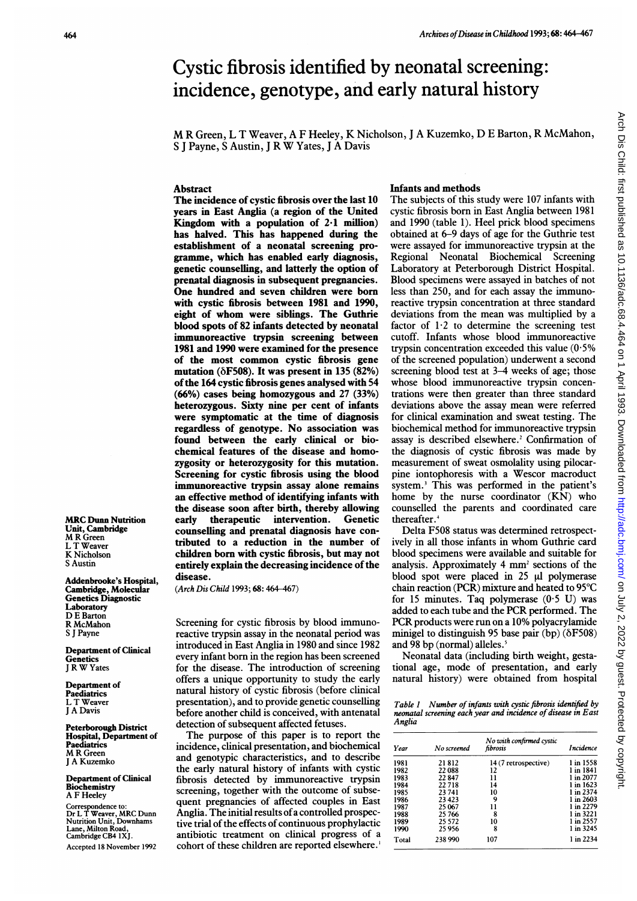# Cystic fibrosis identified by neonatal screening: incidence, genotype, and early natural history

M R Green, L T Weaver, A F Heeley, K Nicholson, J A Kuzemko, D E Barton, R McMahon, S J Payne, S Austin, J R W Yates, J A Davis

## Abstract

**The incidence of cystic fibrosis over the last 10 years in East Anglia (a region of the United Kingdom with a population of 2·1 million) has halved. This has happened during the establishment of a neonatal screening programme, which has enabled early diagnosis, genetic counselling, and latterly the option of prenatal diagnosis in subsequent pregnancies. One hundred and seven children were born with cystic fibrosis between 1981 and 1990, eight of whom were siblings. The Guthrie blood spots of 82 infants detected by neonatal immunoreactive trypsin screening between 1981 and 1990 were examined for the presence of the most common cystic fibrosis gene mutation (δF508). It was present in 135 (82%) of the 164 cystic fibrosis genes analysed with 54 (66%) cases being homozygous and 27 (33%) heterozygous. Sixty nine per cent of infants were symptomatic at the time of diagnosis regardless of genotype. No association was found between the early clinical or biochemical features of the disease and homozygosity or heterozygosity for this mutation. Screening for cystic fibrosis using the blood immunoreactive trypsin assay alone remains an effective method of identifying infants with the disease soon after birth, thereby allowing early therapeutic intervention. Genetic counselling and prenatal diagnosis have contributed to a reduction in the number of children born with cystic fibrosis, but may not entirely explain the decreasing incidence of the disease.**

(*Arch Dis Child* 1993; **68**: 464–467)

Screening for cystic fibrosis by blood immunoreactive trypsin assay in the neonatal period was introduced in East Anglia in 1980 and since 1982 every infant born in the region has been screened for the disease. The introduction of screening offers a unique opportunity to study the early natural history of cystic fibrosis (before clinical presentation), and to provide genetic counselling before another child is conceived, with antenatal detection of subsequent affected fetuses.

The purpose of this paper is to report the incidence, clinical presentation, and biochemical and genotypic characteristics, and to describe the early natural history of infants with cystic fibrosis detected by immunoreactive trypsin screening, together with the outcome of subsequent pregnancies of affected couples in East Anglia. The initial results of a controlled prospective trial of the effects of continuous prophylactic antibiotic treatment on clinical progress of a cohort of these children are reported elsewhere.[1]

## Infants and methods

The subjects of this study were 107 infants with cystic fibrosis born in East Anglia between 1981 and 1990 (table 1). Heel prick blood specimens obtained at 6–9 days of age for the Guthrie test were assayed for immunoreactive trypsin at the Regional Neonatal Biochemical Screening Laboratory at Peterborough District Hospital. Blood specimens were assayed in batches of not less than 250, and for each assay the immunoreactive trypsin concentration at three standard deviations from the mean was multiplied by a factor of 1·2 to determine the screening test cutoff. Infants whose blood immunoreactive trypsin concentration exceeded this value (0·5% of the screened population) underwent a second screening blood test at 3–4 weeks of age; those whose blood immunoreactive trypsin concentrations were then greater than three standard deviations above the assay mean were referred for clinical examination and sweat testing. The biochemical method for immunoreactive trypsin assay is described elsewhere.[2] Confirmation of the diagnosis of cystic fibrosis was made by measurement of sweat osmolality using pilocarpine iontophoresis with a Wescor macroduct system.[3] This was performed in the patient's home by the nurse coordinator (KN) who counselled the parents and coordinated care thereafter.[4]

Delta F508 status was determined retrospectively in all those infants in whom Guthrie card blood specimens were available and suitable for analysis. Approximately 4 mm² sections of the blood spot were placed in 25 μl polymerase chain reaction (PCR) mixture and heated to 95°C for 15 minutes. Taq polymerase (0·5 U) was added to each tube and the PCR performed. The PCR products were run on a 10% polyacrylamide minigel to distinguish 95 base pair (bp) (δF508) and 98 bp (normal) alleles.[5]

Neonatal data (including birth weight, gestational age, mode of presentation, and early natural history) were obtained from hospital

*Table 1 Number of infants with cystic fibrosis identified by neonatal screening each year and incidence of disease in East Anglia*

| Year | No screened | No with confirmed cystic fibrosis | Incidence |
|---|---|---|---|
| 1981 | 21 812 | 14 (7 retrospective) | 1 in 1558 |
| 1982 | 22 088 | 12 | 1 in 1841 |
| 1983 | 22 847 | 11 | 1 in 2077 |
| 1984 | 22 718 | 14 | 1 in 1623 |
| 1985 | 23 741 | 10 | 1 in 2374 |
| 1986 | 23 423 | 9 | 1 in 2603 |
| 1987 | 25 067 | 11 | 1 in 2279 |
| 1988 | 25 766 | 8 | 1 in 3221 |
| 1989 | 25 572 | 10 | 1 in 2557 |
| 1990 | 25 956 | 8 | 1 in 3245 |
| Total | 238 990 | 107 | 1 in 2234 |

MRC Dunn Nutrition Unit, Cambridge
M R Green
L T Weaver
K Nicholson
S Austin

Addenbrooke's Hospital, Cambridge, Molecular Genetics Diagnostic Laboratory
D E Barton
R McMahon
S J Payne

Department of Clinical Genetics
J R W Yates

Department of Paediatrics
L T Weaver
J A Davis

Peterborough District Hospital, Department of Paediatrics
M R Green
J A Kuzemko

Department of Clinical Biochemistry
A F Heeley

Correspondence to: Dr L T Weaver, MRC Dunn Nutrition Unit, Downhams Lane, Milton Road, Cambridge CB4 1XJ.

Accepted 18 November 1992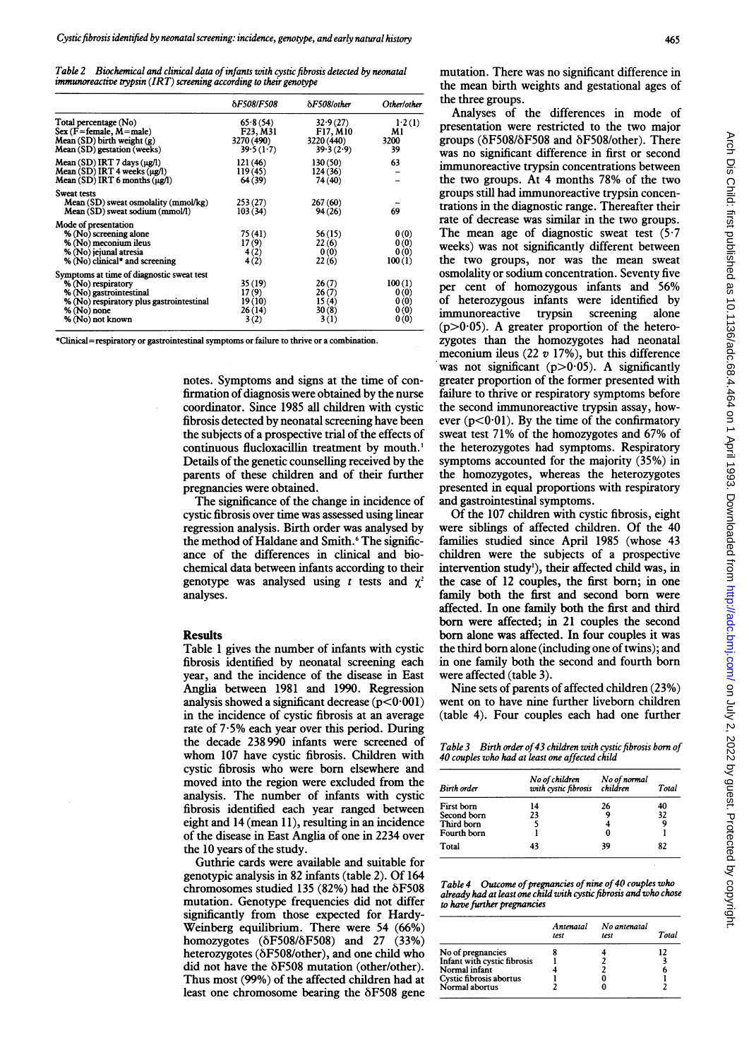*Table 2 Biochemical and clinical data of infants with cystic fibrosis detected by neonatal immunoreactive trypsin (IRT) screening according to their genotype*

| | δF508/F508 | δF508/other | Other/other |
|---|---|---|---|
| Total percentage (No) | 65·8 (54) | 32·9 (27) | 1·2 (1) |
| Sex (F=female, M=male) | F23, M31 | F17, M10 | M1 |
| Mean (SD) birth weight (g) | 3270 (490) | 3220 (440) | 3200 |
| Mean (SD) gestation (weeks) | 39·5 (1·7) | 39·3 (2·9) | 39 |
| Mean (SD) IRT 7 days (μg/l) | 121 (46) | 130 (50) | 63 |
| Mean (SD) IRT 4 weeks (μg/l) | 119 (45) | 124 (36) | – |
| Mean (SD) IRT 6 months (μg/l) | 64 (39) | 74 (40) | – |
| **Sweat tests** | | | |
| Mean (SD) sweat osmolality (mmol/kg) | 253 (27) | 267 (60) | – |
| Mean (SD) sweat sodium (mmol/l) | 103 (34) | 94 (26) | 69 |
| **Mode of presentation** | | | |
| % (No) screening alone | 75 (41) | 56 (15) | 0 (0) |
| % (No) meconium ileus | 17 (9) | 22 (6) | 0 (0) |
| % (No) jejunal atresia | 4 (2) | 0 (0) | 0 (0) |
| % (No) clinical* and screening | 4 (2) | 22 (6) | 100 (1) |
| **Symptoms at time of diagnostic sweat test** | | | |
| % (No) respiratory | 35 (19) | 26 (7) | 100 (1) |
| % (No) gastrointestinal | 17 (9) | 26 (7) | 0 (0) |
| % (No) respiratory plus gastrointestinal | 19 (10) | 15 (4) | 0 (0) |
| % (No) none | 26 (14) | 30 (8) | 0 (0) |
| % (No) not known | 3 (2) | 3 (1) | 0 (0) |

*Clinical=respiratory or gastrointestinal symptoms or failure to thrive or a combination.

notes. Symptoms and signs at the time of confirmation of diagnosis were obtained by the nurse coordinator. Since 1985 all children with cystic fibrosis detected by neonatal screening have been the subjects of a prospective trial of the effects of continuous flucloxacillin treatment by mouth.[1] Details of the genetic counselling received by the parents of these children and of their further pregnancies were obtained.

The significance of the change in incidence of cystic fibrosis over time was assessed using linear regression analysis. Birth order was analysed by the method of Haldane and Smith.[6] The significance of the differences in clinical and biochemical data between infants according to their genotype was analysed using $t$ tests and $\chi^2$ analyses.

## Results

Table 1 gives the number of infants with cystic fibrosis identified by neonatal screening each year, and the incidence of the disease in East Anglia between 1981 and 1990. Regression analysis showed a significant decrease ($p<0·001$) in the incidence of cystic fibrosis at an average rate of 7·5% each year over this period. During the decade 238 990 infants were screened of whom 107 have cystic fibrosis. Children with cystic fibrosis who were born elsewhere and moved into the region were excluded from the analysis. The number of infants with cystic fibrosis identified each year ranged between eight and 14 (mean 11), resulting in an incidence of the disease in East Anglia of one in 2234 over the 10 years of the study.

Guthrie cards were available and suitable for genotypic analysis in 82 infants (table 2). Of 164 chromosomes studied 135 (82%) had the δF508 mutation. Genotype frequencies did not differ significantly from those expected for Hardy-Weinberg equilibrium. There were 54 (66%) homozygotes (δF508/δF508) and 27 (33%) heterozygotes (δF508/other), and one child who did not have the δF508 mutation (other/other). Thus most (99%) of the affected children had at least one chromosome bearing the δF508 gene mutation. There was no significant difference in the mean birth weights and gestational ages of the three groups.

Analyses of the differences in mode of presentation were restricted to the two major groups (δF508/δF508 and δF508/other). There was no significant difference in first or second immunoreactive trypsin concentrations between the two groups. At 4 months 78% of the two groups still had immunoreactive trypsin concentrations in the diagnostic range. Thereafter their rate of decrease was similar in the two groups. The mean age of diagnostic sweat test (5·7 weeks) was not significantly different between the two groups, nor was the mean sweat osmolality or sodium concentration. Seventy five per cent of homozygous infants and 56% of heterozygous infants were identified by immunoreactive trypsin screening alone ($p>0·05$). A greater proportion of the heterozygotes than the homozygotes had neonatal meconium ileus (22 $v$ 17%), but this difference was not significant ($p>0·05$). A significantly greater proportion of the former presented with failure to thrive or respiratory symptoms before the second immunoreactive trypsin assay, however ($p<0·01$). By the time of the confirmatory sweat test 71% of the homozygotes and 67% of the heterozygotes had symptoms. Respiratory symptoms accounted for the majority (35%) in the homozygotes, whereas the heterozygotes presented in equal proportions with respiratory and gastrointestinal symptoms.

Of the 107 children with cystic fibrosis, eight were siblings of affected children. Of the 40 families studied since April 1985 (whose 43 children were the subjects of a prospective intervention study[1]), their affected child was, in the case of 12 couples, the first born; in one family both the first and second born were affected. In one family both the first and third born were affected; in 21 couples the second born alone was affected. In four couples it was the third born alone (including one of twins); and in one family both the second and fourth born were affected (table 3).

Nine sets of parents of affected children (23%) went on to have nine further liveborn children (table 4). Four couples each had one further

*Table 3 Birth order of 43 children with cystic fibrosis born of 40 couples who had at least one affected child*

| Birth order | No of children with cystic fibrosis | No of normal children | Total |
|---|---|---|---|
| First born | 14 | 26 | 40 |
| Second born | 23 | 9 | 32 |
| Third born | 5 | 4 | 9 |
| Fourth born | 1 | 0 | 1 |
| Total | 43 | 39 | 82 |

*Table 4 Outcome of pregnancies of nine of 40 couples who already had at least one child with cystic fibrosis and who chose to have further pregnancies*

| | Antenatal test | No antenatal test | Total |
|---|---|---|---|
| No of pregnancies | 8 | 4 | 12 |
| Infant with cystic fibrosis | 1 | 2 | 3 |
| Normal infant | 4 | 2 | 6 |
| Cystic fibrosis abortus | 1 | 0 | 1 |
| Normal abortus | 2 | 0 | 2 |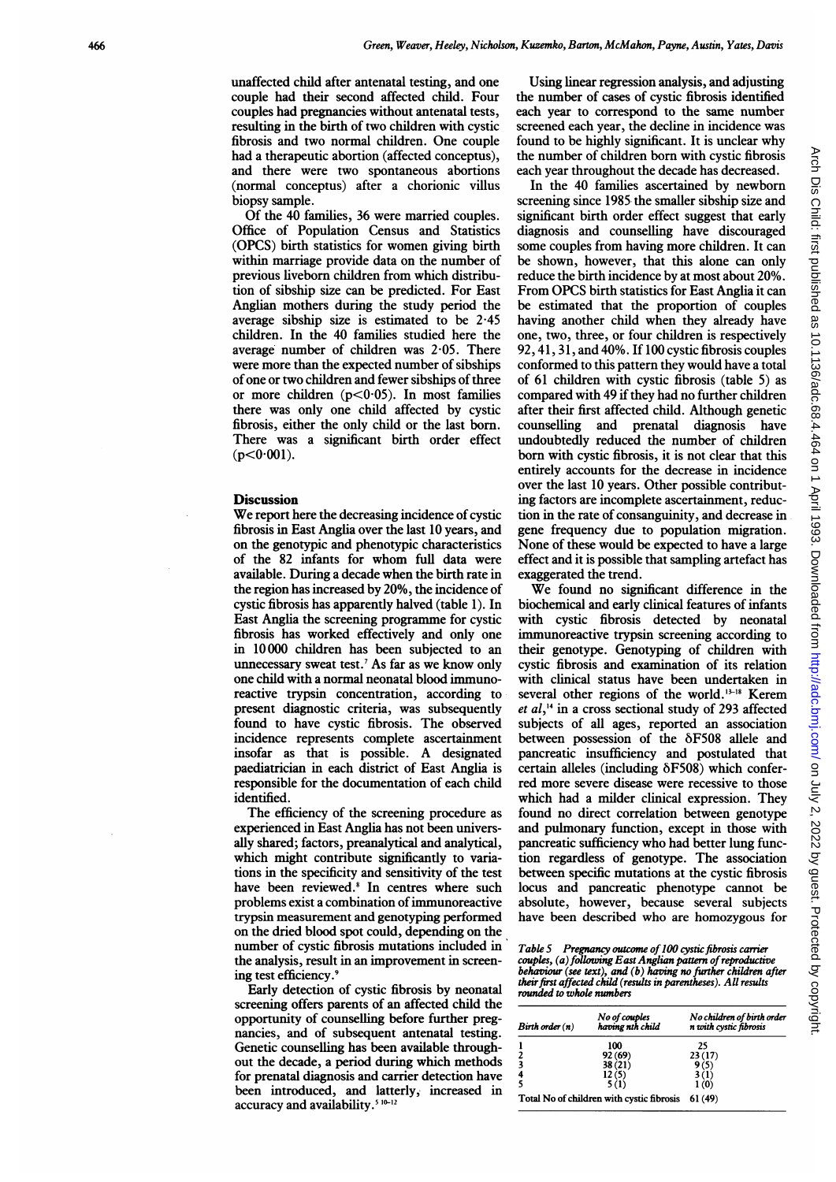unaffected child after antenatal testing, and one couple had their second affected child. Four couples had pregnancies without antenatal tests, resulting in the birth of two children with cystic fibrosis and two normal children. One couple had a therapeutic abortion (affected conceptus), and there were two spontaneous abortions (normal conceptus) after a chorionic villus biopsy sample.

Of the 40 families, 36 were married couples. Office of Population Census and Statistics (OPCS) birth statistics for women giving birth within marriage provide data on the number of previous liveborn children from which distribution of sibship size can be predicted. For East Anglian mothers during the study period the average sibship size is estimated to be 2·45 children. In the 40 families studied here the average number of children was 2·05. There were more than the expected number of sibships of one or two children and fewer sibships of three or more children ($p<0·05$). In most families there was only one child affected by cystic fibrosis, either the only child or the last born. There was a significant birth order effect ($p<0·001$).

## Discussion

We report here the decreasing incidence of cystic fibrosis in East Anglia over the last 10 years, and on the genotypic and phenotypic characteristics of the 82 infants for whom full data were available. During a decade when the birth rate in the region has increased by 20%, the incidence of cystic fibrosis has apparently halved (table 1). In East Anglia the screening programme for cystic fibrosis has worked effectively and only one in 10 000 children has been subjected to an unnecessary sweat test.[7] As far as we know only one child with a normal neonatal blood immunoreactive trypsin concentration, according to present diagnostic criteria, was subsequently found to have cystic fibrosis. The observed incidence represents complete ascertainment insofar as that is possible. A designated paediatrician in each district of East Anglia is responsible for the documentation of each child identified.

The efficiency of the screening procedure as experienced in East Anglia has not been universally shared; factors, preanalytical and analytical, which might contribute significantly to variations in the specificity and sensitivity of the test have been reviewed.[8] In centres where such problems exist a combination of immunoreactive trypsin measurement and genotyping performed on the dried blood spot could, depending on the number of cystic fibrosis mutations included in the analysis, result in an improvement in screening test efficiency.[9]

Early detection of cystic fibrosis by neonatal screening offers parents of an affected child the opportunity of counselling before further pregnancies, and of subsequent antenatal testing. Genetic counselling has been available throughout the decade, a period during which methods for prenatal diagnosis and carrier detection have been introduced, and latterly, increased in accuracy and availability.[5 10-12]

Using linear regression analysis, and adjusting the number of cases of cystic fibrosis identified each year to correspond to the same number screened each year, the decline in incidence was found to be highly significant. It is unclear why the number of children born with cystic fibrosis each year throughout the decade has decreased.

In the 40 families ascertained by newborn screening since 1985 the smaller sibship size and significant birth order effect suggest that early diagnosis and counselling have discouraged some couples from having more children. It can be shown, however, that this alone can only reduce the birth incidence by at most about 20%. From OPCS birth statistics for East Anglia it can be estimated that the proportion of couples having another child when they already have one, two, three, or four children is respectively 92, 41, 31, and 40%. If 100 cystic fibrosis couples conformed to this pattern they would have a total of 61 children with cystic fibrosis (table 5) as compared with 49 if they had no further children after their first affected child. Although genetic counselling and prenatal diagnosis have undoubtedly reduced the number of children born with cystic fibrosis, it is not clear that this entirely accounts for the decrease in incidence over the last 10 years. Other possible contributing factors are incomplete ascertainment, reduction in the rate of consanguinity, and decrease in gene frequency due to population migration. None of these would be expected to have a large effect and it is possible that sampling artefact has exaggerated the trend.

We found no significant difference in the biochemical and early clinical features of infants with cystic fibrosis detected by neonatal immunoreactive trypsin screening according to their genotype. Genotyping of children with cystic fibrosis and examination of its relation with clinical status have been undertaken in several other regions of the world.[13-18] Kerem *et al*,[14] in a cross sectional study of 293 affected subjects of all ages, reported an association between possession of the δF508 allele and pancreatic insufficiency and postulated that certain alleles (including δF508) which conferred more severe disease were recessive to those which had a milder clinical expression. They found no direct correlation between genotype and pulmonary function, except in those with pancreatic sufficiency who had better lung function regardless of genotype. The association between specific mutations at the cystic fibrosis locus and pancreatic phenotype cannot be absolute, however, because several subjects have been described who are homozygous for

*Table 5 Pregnancy outcome of 100 cystic fibrosis carrier couples, (a) following East Anglian pattern of reproductive behaviour (see text), and (b) having no further children after their first affected child (results in parentheses). All results rounded to whole numbers*

| Birth order (n) | No of couples having nth child | No children of birth order n with cystic fibrosis |
|---|---|---|
| 1 | 100 | 25 |
| 2 | 92 (69) | 23 (17) |
| 3 | 38 (21) | 9 (5) |
| 4 | 12 (5) | 3 (1) |
| 5 | 5 (1) | 1 (0) |
| Total No of children with cystic fibrosis | | 61 (49) |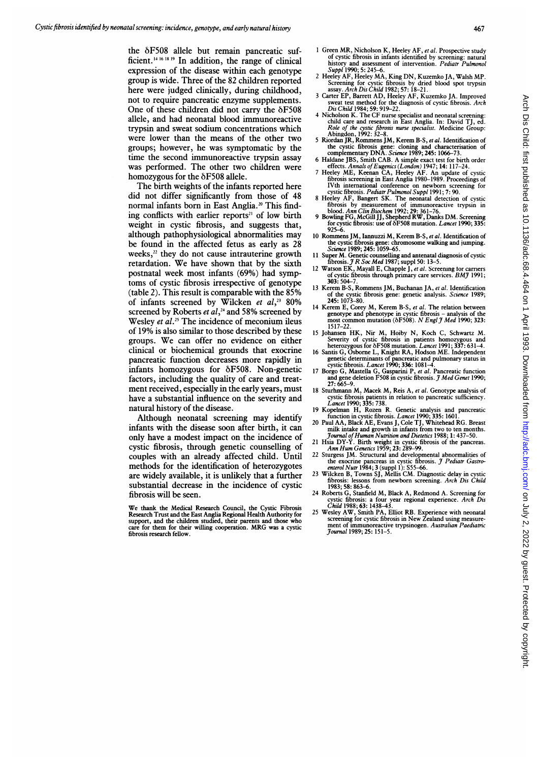the δF508 allele but remain pancreatic sufficient.[14 16 18 19] In addition, the range of clinical expression of the disease within each genotype group is wide. Three of the 82 children reported here were judged clinically, during childhood, not to require pancreatic enzyme supplements. One of these children did not carry the δF508 allele, and had neonatal blood immunoreactive trypsin and sweat sodium concentrations which were lower than the means of the other two groups; however, he was symptomatic by the time the second immunoreactive trypsin assay was performed. The other two children were homozygous for the δF508 allele.

The birth weights of the infants reported here did not differ significantly from those of 48 normal infants born in East Anglia.[20] This finding conflicts with earlier reports[21] of low birth weight in cystic fibrosis, and suggests that, although pathophysiological abnormalities may be found in the affected fetus as early as 28 weeks,[22] they do not cause intrauterine growth retardation. We have shown that by the sixth postnatal week most infants (69%) had symptoms of cystic fibrosis irrespective of genotype (table 2). This result is comparable with the 85% of infants screened by Wilcken *et al*,[23] 80% screened by Roberts *et al*,[24] and 58% screened by Wesley *et al*.[25] The incidence of meconium ileus of 19% is also similar to those described by these groups. We can offer no evidence on either clinical or biochemical grounds that exocrine pancreatic function decreases more rapidly in infants homozygous for δF508. Non-genetic factors, including the quality of care and treatment received, especially in the early years, must have a substantial influence on the severity and natural history of the disease.

Although neonatal screening may identify infants with the disease soon after birth, it can only have a modest impact on the incidence of cystic fibrosis, through genetic counselling of couples with an already affected child. Until methods for the identification of heterozygotes are widely available, it is unlikely that a further substantial decrease in the incidence of cystic fibrosis will be seen.

We thank the Medical Research Council, the Cystic Fibrosis Research Trust and the East Anglia Regional Health Authority for support, and the children studied, their parents and those who care for them for their willing cooperation. MRG was a cystic fibrosis research fellow.

1 Green MR, Nicholson K, Heeley AF, *et al*. Prospective study of cystic fibrosis in infants identified by screening: natural history and assessment of intervention. *Pediatr Pulmonol Suppl* 1990; 5: 245–6.
2 Heeley AF, Heeley MA, King DN, Kuzemko JA, Walsh MP. Screening for cystic fibrosis by dried blood spot trypsin assay. *Arch Dis Child* 1982; 57: 18–21.
3 Carter EP, Barrett AD, Heeley AF, Kuzemko JA. Improved sweat test method for the diagnosis of cystic fibrosis. *Arch Dis Child* 1984; 59: 919–22.
4 Nicholson K. The CF nurse specialist and neonatal screening: child care and research in East Anglia. In: David TJ, ed. *Role of the cystic fibrosis nurse specialist*. Medicine Group: Abingdon, 1992: 32–8.
5 Riordan JR, Rommens JM, Kerem B-S, *et al*. Identification of the cystic fibrosis gene: cloning and characterisation of complementary DNA. *Science* 1989; 245: 1066–73.
6 Haldane JBS, Smith CAB. A simple exact test for birth order effects. *Annals of Eugenics (London)* 1947; 14: 117–24.
7 Heeley ME, Keenan CA, Heeley AF. An update of cystic fibrosis screening in East Anglia 1980–1989. Proceedings of IVth international conference on newborn screening for cystic fibrosis. *Pediatr Pulmonol Suppl* 1991; 7: 90.
8 Heeley AF, Bangert SK. The neonatal detection of cystic fibrosis by measurement of immunoreactive trypsin in blood. *Ann Clin Biochem* 1992; 29: 361–76.
9 Bowling FG, McGill JJ, Shepherd RW, Danks DM. Screening for cystic fibrosis: use of δF508 mutation. *Lancet* 1990; 335: 925–6.
10 Rommens JM, Iannuzzi M, Kerem B-S, *et al*. Identification of the cystic fibrosis gene: chromosome walking and jumping. *Science* 1989; 245: 1059–65.
11 Super M. Genetic counselling and antenatal diagnosis of cystic fibrosis. *J R Soc Med* 1987; suppl 50: 13–5.
12 Watson EK, Mayall E, Chapple J, *et al*. Screening for carriers of cystic fibrosis through primary care services. *BMJ* 1991; 303: 504–7.
13 Kerem B-S, Rommens JM, Buchanan JA, *et al*. Identification of the cystic fibrosis gene: genetic analysis. *Science* 1989; 245: 1073–80.
14 Kerem E, Corey M, Kerem B-S, *et al*. The relation between genotype and phenotype in cystic fibrosis – analysis of the most common mutation (δF508). *N Engl J Med* 1990; 323: 1517–22.
15 Johansen HK, Nir M, Hoiby N, Koch C, Schwartz M. Severity of cystic fibrosis in patients homozygous and heterozygous for δF508 mutation. *Lancet* 1991; 337: 631–4.
16 Santis G, Osborne L, Knight RA, Hodson ME. Independent genetic determinants of pancreatic and pulmonary status in cystic fibrosis. *Lancet* 1990; 336: 1081–4.
17 Borgo G, Mastella G, Gasparini P, *et al*. Pancreatic function and gene deletion F508 in cystic fibrosis. *J Med Genet* 1990; 27: 665–9.
18 Sturhmann M, Macek M, Reis A, *et al*. Genotype analysis of cystic fibrosis patients in relation to pancreatic sufficiency. *Lancet* 1990; 335: 738.
19 Kopelman H, Rozen R. Genetic analysis and pancreatic function in cystic fibrosis. *Lancet* 1990; 335: 1601.
20 Paul AA, Black AE, Evans J, Cole TJ, Whitehead RG. Breast milk intake and growth in infants from two to ten months. *Journal of Human Nutrition and Dietetics* 1988; 1: 437–50.
21 Hsia DY-Y. Birth weight in cystic fibrosis of the pancreas. *Ann Hum Genetics* 1959; 23: 289–99.
22 Sturgess JM. Structural and developmental abnormalities of the exocrine pancreas in cystic fibrosis. *J Pediatr Gastroenterol Nutr* 1984; 3 (suppl 1): S55–66.
23 Wilcken B, Towns SJ, Mellis CM. Diagnostic delay in cystic fibrosis: lessons from newborn screening. *Arch Dis Child* 1983; 58: 863–6.
24 Roberts G, Stanfield M, Black A, Redmond A. Screening for cystic fibrosis: a four year regional experience. *Arch Dis Child* 1988; 63: 1438–43.
25 Wesley AW, Smith PA, Elliot RB. Experience with neonatal screening for cystic fibrosis in New Zealand using measurement of immunoreactive trypsinogen. *Australian Paediatric Journal* 1989; 25: 151–5.